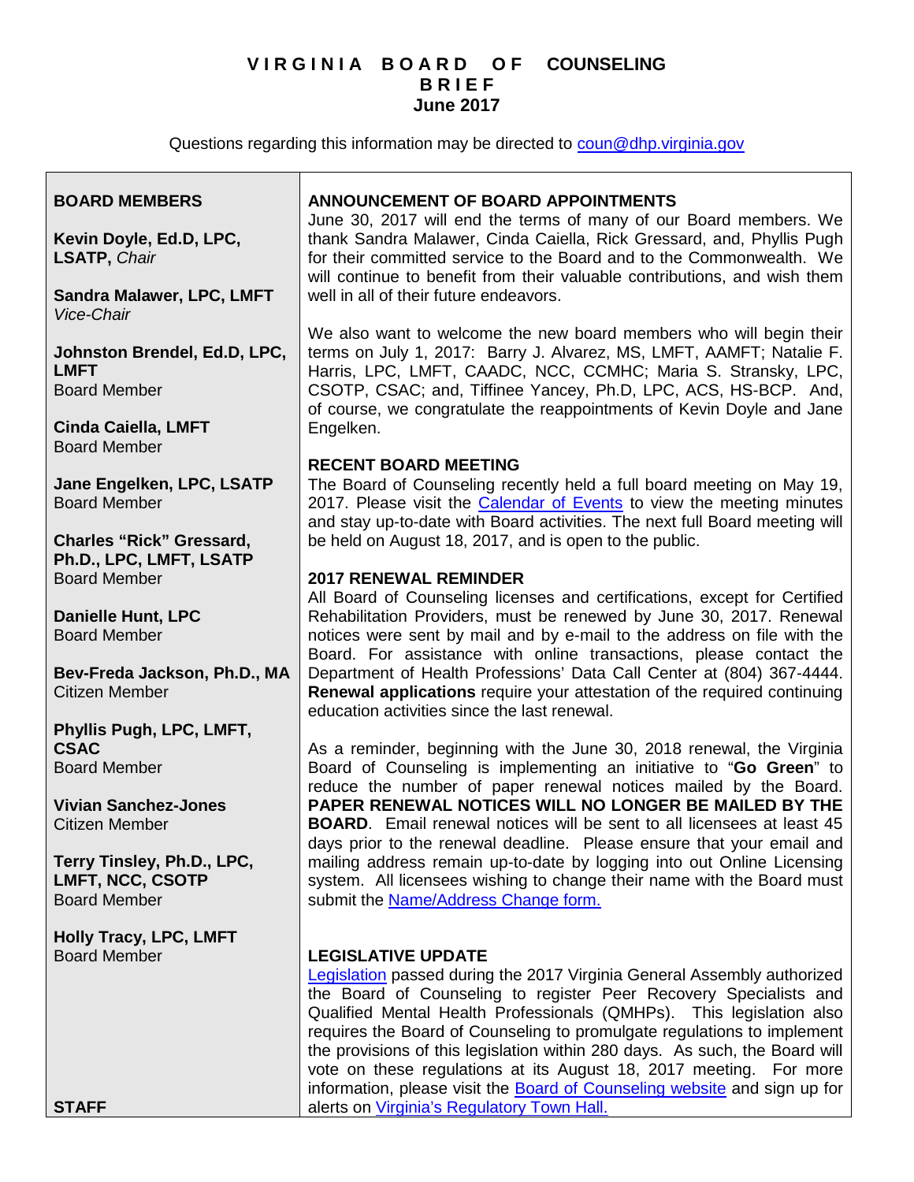# VIRGINIA BOARD OF COUNSELING BRIEF
## June 2017

Questions regarding this information may be directed to [coun@dhp.virginia.gov](mailto:coun@dhp.virginia.gov)

## BOARD MEMBERS

**Kevin Doyle, Ed.D, LPC, LSATP,** *Chair*

**Sandra Malawer, LPC, LMFT**
*Vice-Chair*

**Johnston Brendel, Ed.D, LPC, LMFT**
Board Member

**Cinda Caiella, LMFT**
Board Member

**Jane Engelken, LPC, LSATP**
Board Member

**Charles "Rick" Gressard, Ph.D., LPC, LMFT, LSATP**
Board Member

**Danielle Hunt, LPC**
Board Member

**Bev-Freda Jackson, Ph.D., MA**
Citizen Member

**Phyllis Pugh, LPC, LMFT, CSAC**
Board Member

**Vivian Sanchez-Jones**
Citizen Member

**Terry Tinsley, Ph.D., LPC, LMFT, NCC, CSOTP**
Board Member

**Holly Tracy, LPC, LMFT**
Board Member

## STAFF

## ANNOUNCEMENT OF BOARD APPOINTMENTS

June 30, 2017 will end the terms of many of our Board members. We thank Sandra Malawer, Cinda Caiella, Rick Gressard, and, Phyllis Pugh for their committed service to the Board and to the Commonwealth. We will continue to benefit from their valuable contributions, and wish them well in all of their future endeavors.

We also want to welcome the new board members who will begin their terms on July 1, 2017: Barry J. Alvarez, MS, LMFT, AAMFT; Natalie F. Harris, LPC, LMFT, CAADC, NCC, CCMHC; Maria S. Stransky, LPC, CSOTP, CSAC; and, Tiffinee Yancey, Ph.D, LPC, ACS, HS-BCP. And, of course, we congratulate the reappointments of Kevin Doyle and Jane Engelken.

## RECENT BOARD MEETING

The Board of Counseling recently held a full board meeting on May 19, 2017. Please visit the Calendar of Events to view the meeting minutes and stay up-to-date with Board activities. The next full Board meeting will be held on August 18, 2017, and is open to the public.

## 2017 RENEWAL REMINDER

All Board of Counseling licenses and certifications, except for Certified Rehabilitation Providers, must be renewed by June 30, 2017. Renewal notices were sent by mail and by e-mail to the address on file with the Board. For assistance with online transactions, please contact the Department of Health Professions' Data Call Center at (804) 367-4444. **Renewal applications** require your attestation of the required continuing education activities since the last renewal.

As a reminder, beginning with the June 30, 2018 renewal, the Virginia Board of Counseling is implementing an initiative to "**Go Green**" to reduce the number of paper renewal notices mailed by the Board. **PAPER RENEWAL NOTICES WILL NO LONGER BE MAILED BY THE BOARD**. Email renewal notices will be sent to all licensees at least 45 days prior to the renewal deadline. Please ensure that your email and mailing address remain up-to-date by logging into out Online Licensing system. All licensees wishing to change their name with the Board must submit the Name/Address Change form.

## LEGISLATIVE UPDATE

Legislation passed during the 2017 Virginia General Assembly authorized the Board of Counseling to register Peer Recovery Specialists and Qualified Mental Health Professionals (QMHPs). This legislation also requires the Board of Counseling to promulgate regulations to implement the provisions of this legislation within 280 days. As such, the Board will vote on these regulations at its August 18, 2017 meeting. For more information, please visit the Board of Counseling website and sign up for alerts on Virginia's Regulatory Town Hall.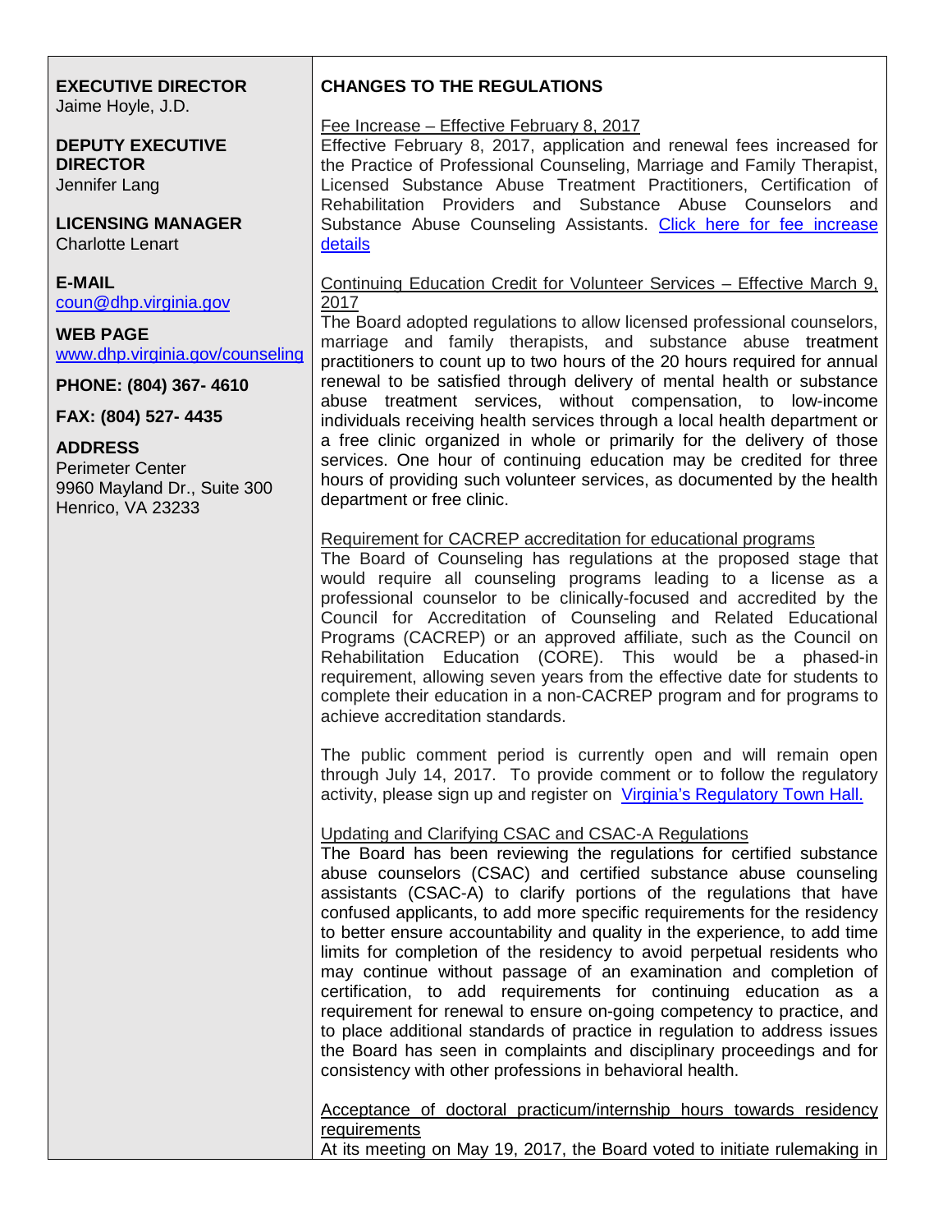**EXECUTIVE DIRECTOR**
Jaime Hoyle, J.D.

**DEPUTY EXECUTIVE DIRECTOR**
Jennifer Lang

**LICENSING MANAGER**
Charlotte Lenart

**E-MAIL**
[coun@dhp.virginia.gov](mailto:coun@dhp.virginia.gov)

**WEB PAGE**
[www.dhp.virginia.gov/counseling](http://www.dhp.virginia.gov/counseling)

**PHONE: (804) 367- 4610**

**FAX: (804) 527- 4435**

**ADDRESS**
Perimeter Center
9960 Mayland Dr., Suite 300
Henrico, VA 23233

## CHANGES TO THE REGULATIONS

<u>Fee Increase – Effective February 8, 2017</u>

Effective February 8, 2017, application and renewal fees increased for the Practice of Professional Counseling, Marriage and Family Therapist, Licensed Substance Abuse Treatment Practitioners, Certification of Rehabilitation Providers and Substance Abuse Counselors and Substance Abuse Counseling Assistants. [Click here for fee increase details](#)

<u>Continuing Education Credit for Volunteer Services – Effective March 9, 2017</u>

The Board adopted regulations to allow licensed professional counselors, marriage and family therapists, and substance abuse treatment practitioners to count up to two hours of the 20 hours required for annual renewal to be satisfied through delivery of mental health or substance abuse treatment services, without compensation, to low-income individuals receiving health services through a local health department or a free clinic organized in whole or primarily for the delivery of those services. One hour of continuing education may be credited for three hours of providing such volunteer services, as documented by the health department or free clinic.

<u>Requirement for CACREP accreditation for educational programs</u>

The Board of Counseling has regulations at the proposed stage that would require all counseling programs leading to a license as a professional counselor to be clinically-focused and accredited by the Council for Accreditation of Counseling and Related Educational Programs (CACREP) or an approved affiliate, such as the Council on Rehabilitation Education (CORE). This would be a phased-in requirement, allowing seven years from the effective date for students to complete their education in a non-CACREP program and for programs to achieve accreditation standards.

The public comment period is currently open and will remain open through July 14, 2017. To provide comment or to follow the regulatory activity, please sign up and register on [Virginia's Regulatory Town Hall.](#)

<u>Updating and Clarifying CSAC and CSAC-A Regulations</u>

The Board has been reviewing the regulations for certified substance abuse counselors (CSAC) and certified substance abuse counseling assistants (CSAC-A) to clarify portions of the regulations that have confused applicants, to add more specific requirements for the residency to better ensure accountability and quality in the experience, to add time limits for completion of the residency to avoid perpetual residents who may continue without passage of an examination and completion of certification, to add requirements for continuing education as a requirement for renewal to ensure on-going competency to practice, and to place additional standards of practice in regulation to address issues the Board has seen in complaints and disciplinary proceedings and for consistency with other professions in behavioral health.

<u>Acceptance of doctoral practicum/internship hours towards residency requirements</u>

At its meeting on May 19, 2017, the Board voted to initiate rulemaking in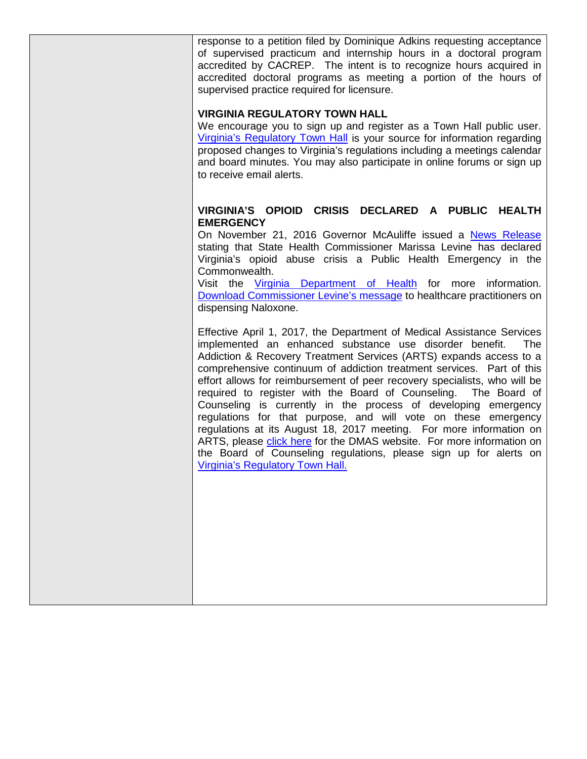response to a petition filed by Dominique Adkins requesting acceptance of supervised practicum and internship hours in a doctoral program accredited by CACREP. The intent is to recognize hours acquired in accredited doctoral programs as meeting a portion of the hours of supervised practice required for licensure.

**VIRGINIA REGULATORY TOWN HALL**

We encourage you to sign up and register as a Town Hall public user. Virginia's Regulatory Town Hall is your source for information regarding proposed changes to Virginia's regulations including a meetings calendar and board minutes. You may also participate in online forums or sign up to receive email alerts.

**VIRGINIA'S OPIOID CRISIS DECLARED A PUBLIC HEALTH EMERGENCY**

On November 21, 2016 Governor McAuliffe issued a News Release stating that State Health Commissioner Marissa Levine has declared Virginia's opioid abuse crisis a Public Health Emergency in the Commonwealth.

Visit the Virginia Department of Health for more information. Download Commissioner Levine's message to healthcare practitioners on dispensing Naloxone.

Effective April 1, 2017, the Department of Medical Assistance Services implemented an enhanced substance use disorder benefit. The Addiction & Recovery Treatment Services (ARTS) expands access to a comprehensive continuum of addiction treatment services. Part of this effort allows for reimbursement of peer recovery specialists, who will be required to register with the Board of Counseling. The Board of Counseling is currently in the process of developing emergency regulations for that purpose, and will vote on these emergency regulations at its August 18, 2017 meeting. For more information on ARTS, please click here for the DMAS website. For more information on the Board of Counseling regulations, please sign up for alerts on Virginia's Regulatory Town Hall.